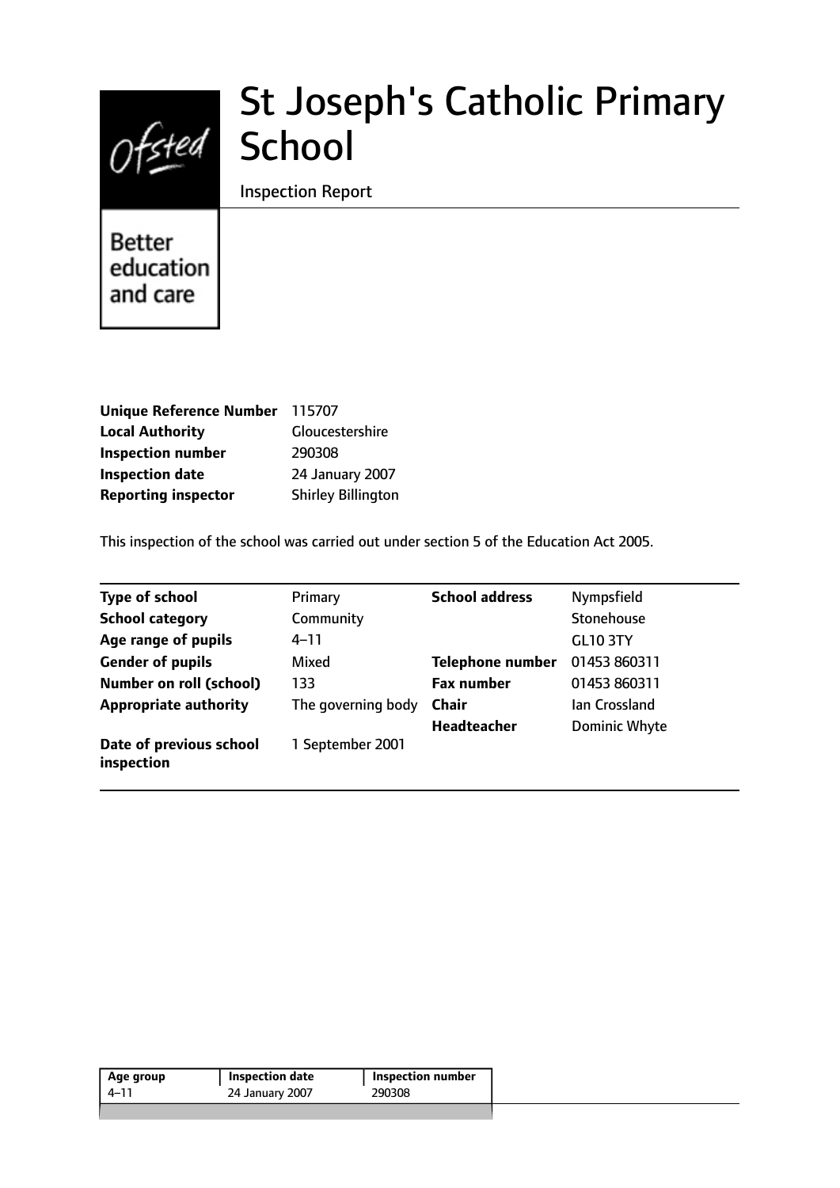Ofsted

Better education and care

# St Joseph's Catholic Primary School

Inspection Report

| | |
|---|---|
| **Unique Reference Number** | 115707 |
| **Local Authority** | Gloucestershire |
| **Inspection number** | 290308 |
| **Inspection date** | 24 January 2007 |
| **Reporting inspector** | Shirley Billington |

This inspection of the school was carried out under section 5 of the Education Act 2005.

| | | | |
|---|---|---|---|
| **Type of school** | Primary | **School address** | Nympsfield |
| **School category** | Community | | Stonehouse |
| **Age range of pupils** | 4–11 | | GL10 3TY |
| **Gender of pupils** | Mixed | **Telephone number** | 01453 860311 |
| **Number on roll (school)** | 133 | **Fax number** | 01453 860311 |
| **Appropriate authority** | The governing body | **Chair** | Ian Crossland |
| | | **Headteacher** | Dominic Whyte |
| **Date of previous school inspection** | 1 September 2001 | | |

| Age group | Inspection date | Inspection number |
|---|---|---|
| 4–11 | 24 January 2007 | 290308 |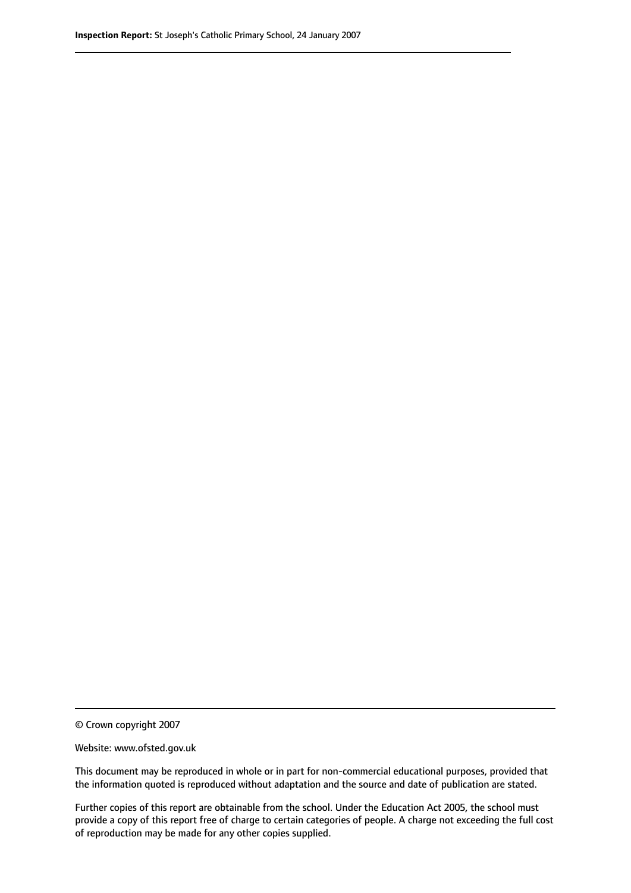© Crown copyright 2007

Website: www.ofsted.gov.uk

This document may be reproduced in whole or in part for non-commercial educational purposes, provided that the information quoted is reproduced without adaptation and the source and date of publication are stated.

Further copies of this report are obtainable from the school. Under the Education Act 2005, the school must provide a copy of this report free of charge to certain categories of people. A charge not exceeding the full cost of reproduction may be made for any other copies supplied.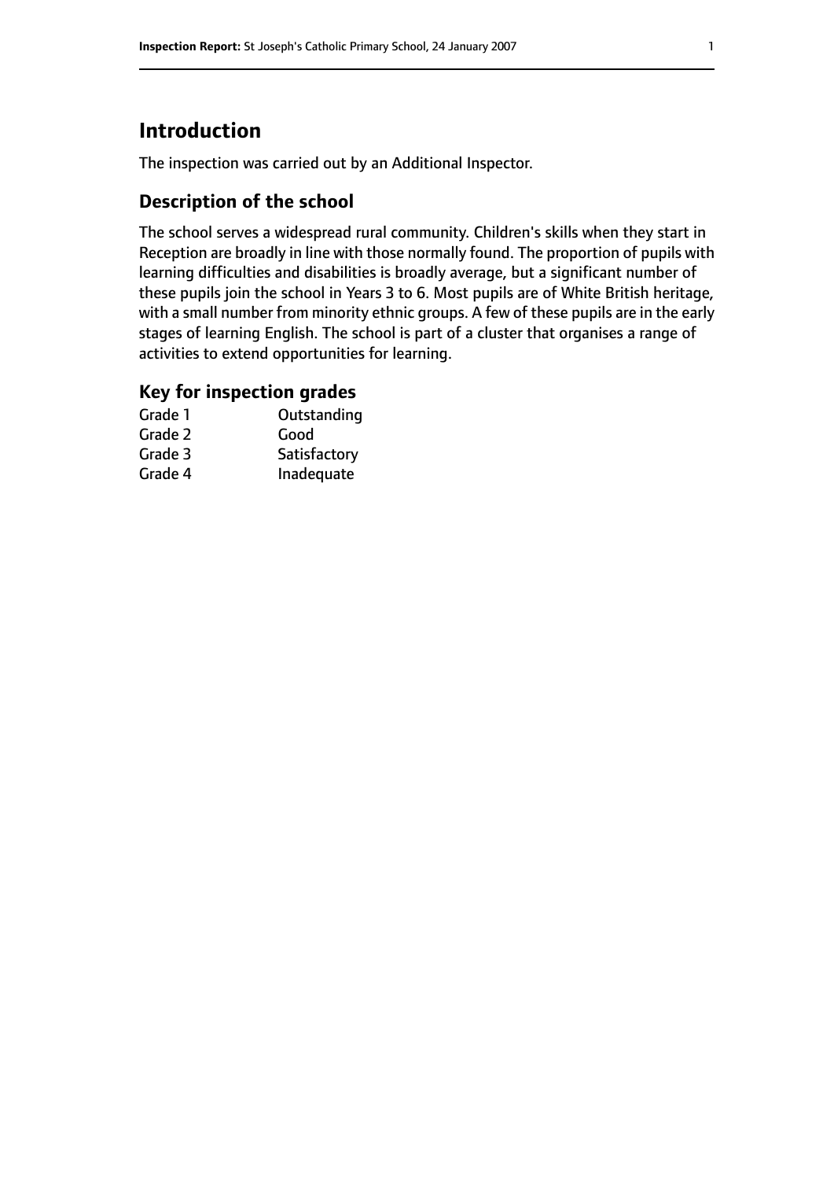# Introduction

The inspection was carried out by an Additional Inspector.

## Description of the school

The school serves a widespread rural community. Children's skills when they start in Reception are broadly in line with those normally found. The proportion of pupils with learning difficulties and disabilities is broadly average, but a significant number of these pupils join the school in Years 3 to 6. Most pupils are of White British heritage, with a small number from minority ethnic groups. A few of these pupils are in the early stages of learning English. The school is part of a cluster that organises a range of activities to extend opportunities for learning.

## Key for inspection grades

| | |
|---|---|
| Grade 1 | Outstanding |
| Grade 2 | Good |
| Grade 3 | Satisfactory |
| Grade 4 | Inadequate |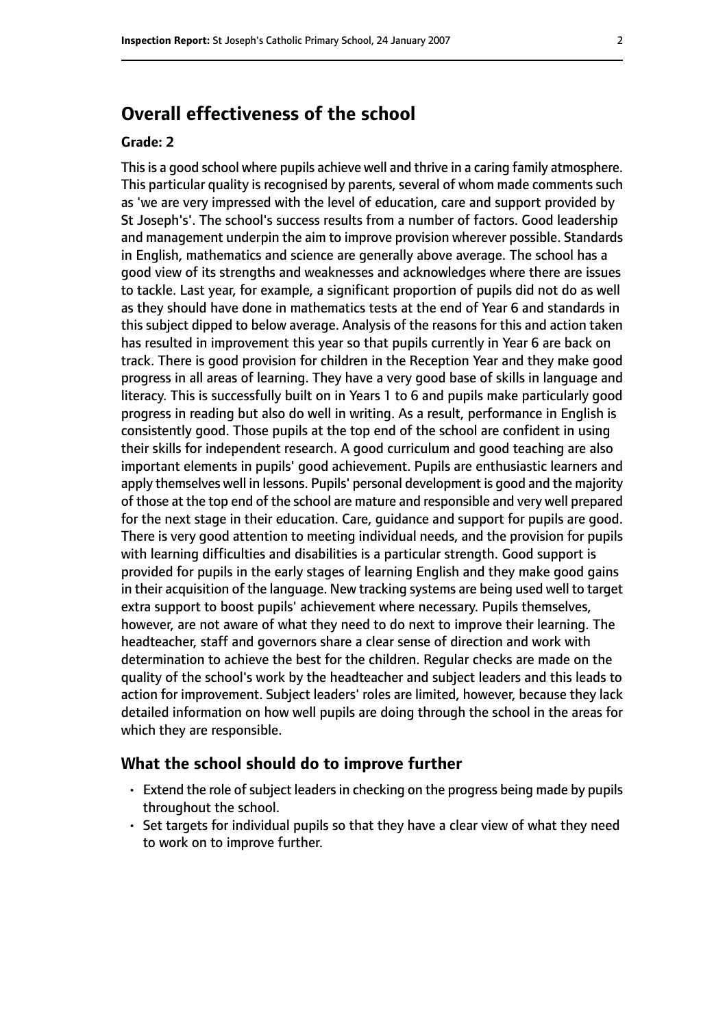## Overall effectiveness of the school

**Grade: 2**

This is a good school where pupils achieve well and thrive in a caring family atmosphere. This particular quality is recognised by parents, several of whom made comments such as 'we are very impressed with the level of education, care and support provided by St Joseph's'. The school's success results from a number of factors. Good leadership and management underpin the aim to improve provision wherever possible. Standards in English, mathematics and science are generally above average. The school has a good view of its strengths and weaknesses and acknowledges where there are issues to tackle. Last year, for example, a significant proportion of pupils did not do as well as they should have done in mathematics tests at the end of Year 6 and standards in this subject dipped to below average. Analysis of the reasons for this and action taken has resulted in improvement this year so that pupils currently in Year 6 are back on track. There is good provision for children in the Reception Year and they make good progress in all areas of learning. They have a very good base of skills in language and literacy. This is successfully built on in Years 1 to 6 and pupils make particularly good progress in reading but also do well in writing. As a result, performance in English is consistently good. Those pupils at the top end of the school are confident in using their skills for independent research. A good curriculum and good teaching are also important elements in pupils' good achievement. Pupils are enthusiastic learners and apply themselves well in lessons. Pupils' personal development is good and the majority of those at the top end of the school are mature and responsible and very well prepared for the next stage in their education. Care, guidance and support for pupils are good. There is very good attention to meeting individual needs, and the provision for pupils with learning difficulties and disabilities is a particular strength. Good support is provided for pupils in the early stages of learning English and they make good gains in their acquisition of the language. New tracking systems are being used well to target extra support to boost pupils' achievement where necessary. Pupils themselves, however, are not aware of what they need to do next to improve their learning. The headteacher, staff and governors share a clear sense of direction and work with determination to achieve the best for the children. Regular checks are made on the quality of the school's work by the headteacher and subject leaders and this leads to action for improvement. Subject leaders' roles are limited, however, because they lack detailed information on how well pupils are doing through the school in the areas for which they are responsible.

### What the school should do to improve further

- Extend the role of subject leaders in checking on the progress being made by pupils throughout the school.
- Set targets for individual pupils so that they have a clear view of what they need to work on to improve further.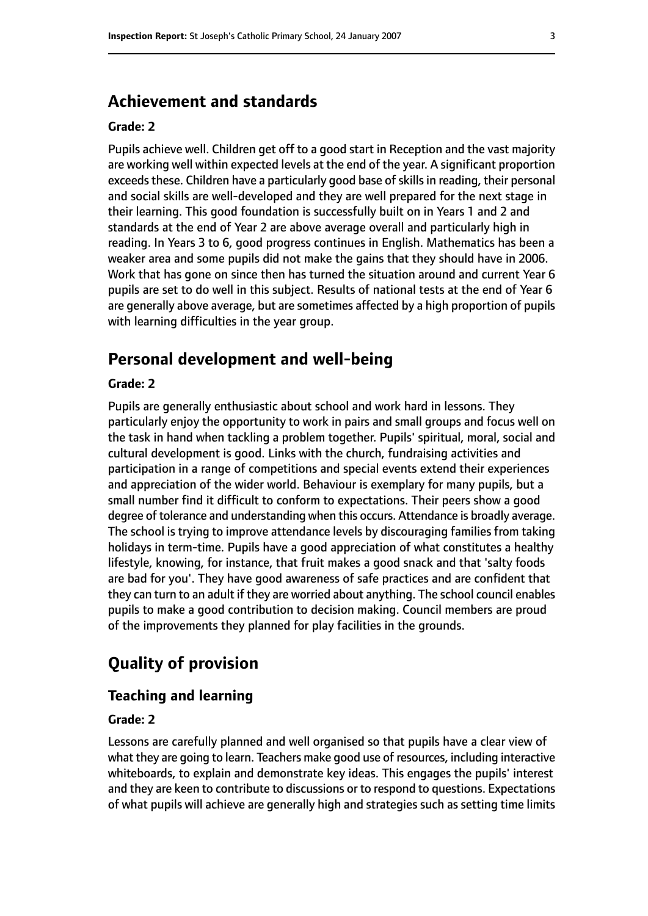## Achievement and standards

**Grade: 2**

Pupils achieve well. Children get off to a good start in Reception and the vast majority are working well within expected levels at the end of the year. A significant proportion exceeds these. Children have a particularly good base of skills in reading, their personal and social skills are well-developed and they are well prepared for the next stage in their learning. This good foundation is successfully built on in Years 1 and 2 and standards at the end of Year 2 are above average overall and particularly high in reading. In Years 3 to 6, good progress continues in English. Mathematics has been a weaker area and some pupils did not make the gains that they should have in 2006. Work that has gone on since then has turned the situation around and current Year 6 pupils are set to do well in this subject. Results of national tests at the end of Year 6 are generally above average, but are sometimes affected by a high proportion of pupils with learning difficulties in the year group.

## Personal development and well-being

**Grade: 2**

Pupils are generally enthusiastic about school and work hard in lessons. They particularly enjoy the opportunity to work in pairs and small groups and focus well on the task in hand when tackling a problem together. Pupils' spiritual, moral, social and cultural development is good. Links with the church, fundraising activities and participation in a range of competitions and special events extend their experiences and appreciation of the wider world. Behaviour is exemplary for many pupils, but a small number find it difficult to conform to expectations. Their peers show a good degree of tolerance and understanding when this occurs. Attendance is broadly average. The school is trying to improve attendance levels by discouraging families from taking holidays in term-time. Pupils have a good appreciation of what constitutes a healthy lifestyle, knowing, for instance, that fruit makes a good snack and that 'salty foods are bad for you'. They have good awareness of safe practices and are confident that they can turn to an adult if they are worried about anything. The school council enables pupils to make a good contribution to decision making. Council members are proud of the improvements they planned for play facilities in the grounds.

## Quality of provision

### Teaching and learning

**Grade: 2**

Lessons are carefully planned and well organised so that pupils have a clear view of what they are going to learn. Teachers make good use of resources, including interactive whiteboards, to explain and demonstrate key ideas. This engages the pupils' interest and they are keen to contribute to discussions or to respond to questions. Expectations of what pupils will achieve are generally high and strategies such as setting time limits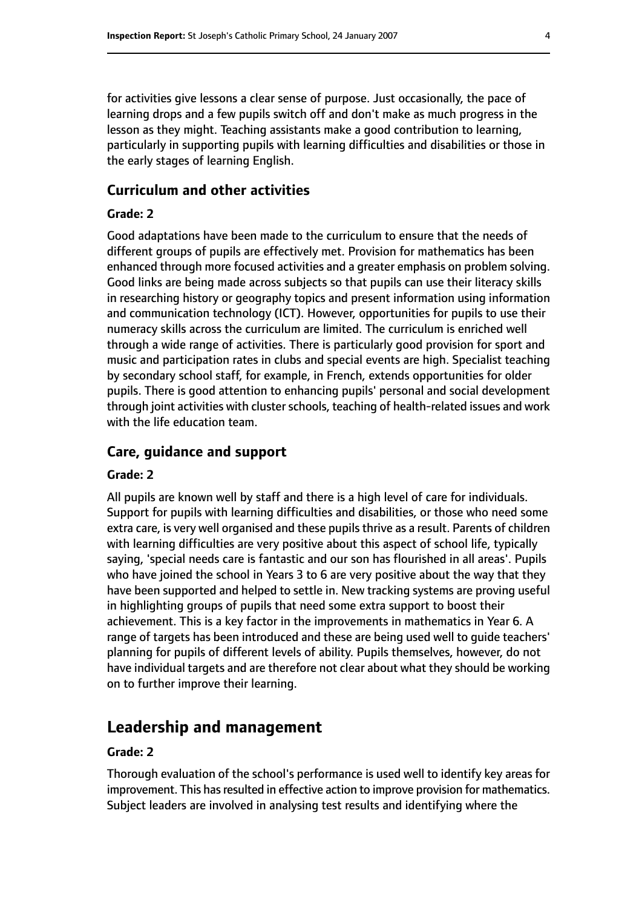for activities give lessons a clear sense of purpose. Just occasionally, the pace of learning drops and a few pupils switch off and don't make as much progress in the lesson as they might. Teaching assistants make a good contribution to learning, particularly in supporting pupils with learning difficulties and disabilities or those in the early stages of learning English.

### Curriculum and other activities

#### Grade: 2

Good adaptations have been made to the curriculum to ensure that the needs of different groups of pupils are effectively met. Provision for mathematics has been enhanced through more focused activities and a greater emphasis on problem solving. Good links are being made across subjects so that pupils can use their literacy skills in researching history or geography topics and present information using information and communication technology (ICT). However, opportunities for pupils to use their numeracy skills across the curriculum are limited. The curriculum is enriched well through a wide range of activities. There is particularly good provision for sport and music and participation rates in clubs and special events are high. Specialist teaching by secondary school staff, for example, in French, extends opportunities for older pupils. There is good attention to enhancing pupils' personal and social development through joint activities with cluster schools, teaching of health-related issues and work with the life education team.

### Care, guidance and support

#### Grade: 2

All pupils are known well by staff and there is a high level of care for individuals. Support for pupils with learning difficulties and disabilities, or those who need some extra care, is very well organised and these pupils thrive as a result. Parents of children with learning difficulties are very positive about this aspect of school life, typically saying, 'special needs care is fantastic and our son has flourished in all areas'. Pupils who have joined the school in Years 3 to 6 are very positive about the way that they have been supported and helped to settle in. New tracking systems are proving useful in highlighting groups of pupils that need some extra support to boost their achievement. This is a key factor in the improvements in mathematics in Year 6. A range of targets has been introduced and these are being used well to guide teachers' planning for pupils of different levels of ability. Pupils themselves, however, do not have individual targets and are therefore not clear about what they should be working on to further improve their learning.

## Leadership and management

#### Grade: 2

Thorough evaluation of the school's performance is used well to identify key areas for improvement. This has resulted in effective action to improve provision for mathematics. Subject leaders are involved in analysing test results and identifying where the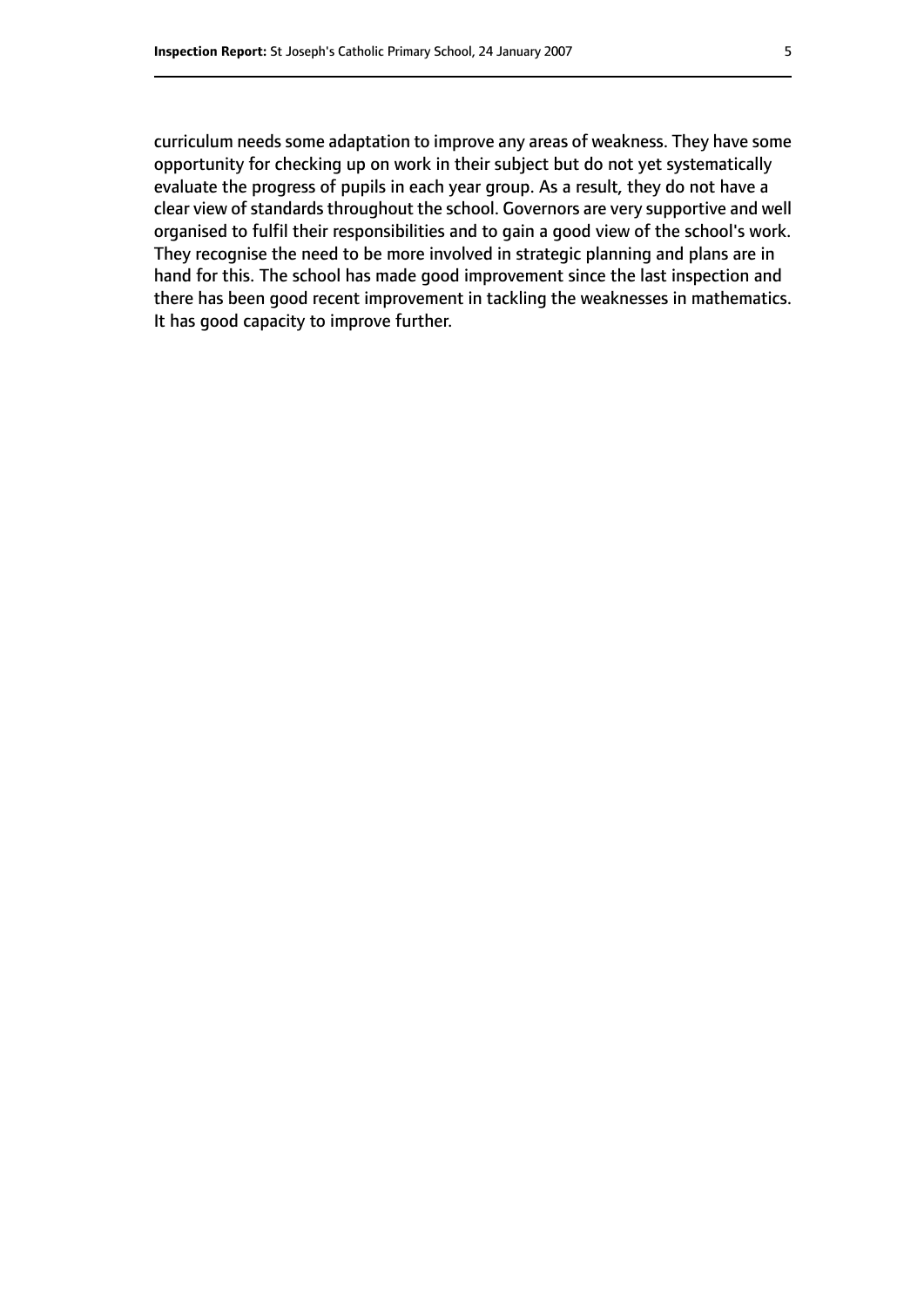curriculum needs some adaptation to improve any areas of weakness. They have some opportunity for checking up on work in their subject but do not yet systematically evaluate the progress of pupils in each year group. As a result, they do not have a clear view of standards throughout the school. Governors are very supportive and well organised to fulfil their responsibilities and to gain a good view of the school's work. They recognise the need to be more involved in strategic planning and plans are in hand for this. The school has made good improvement since the last inspection and there has been good recent improvement in tackling the weaknesses in mathematics. It has good capacity to improve further.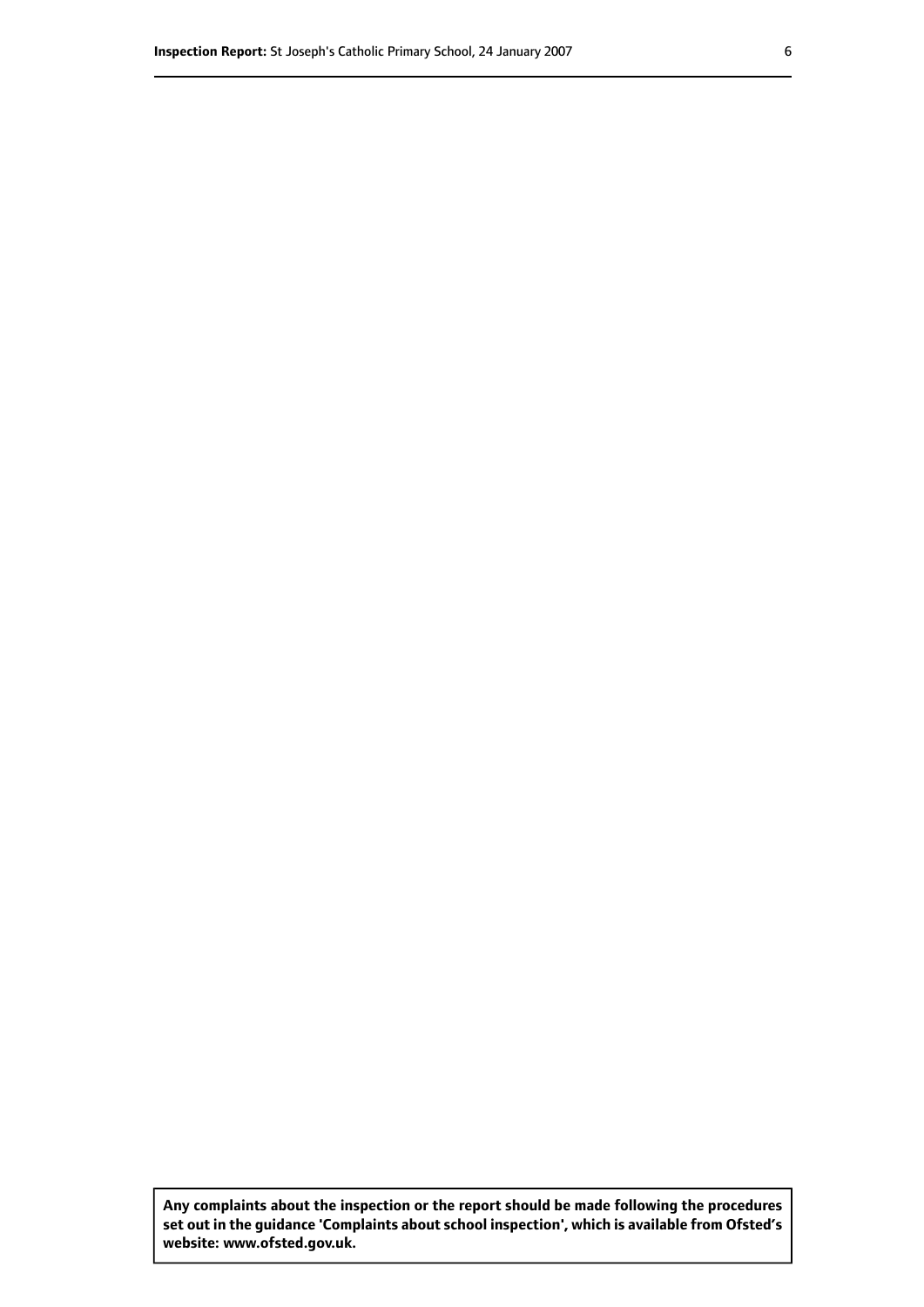**Any complaints about the inspection or the report should be made following the procedures set out in the guidance 'Complaints about school inspection', which is available from Ofsted's website: www.ofsted.gov.uk.**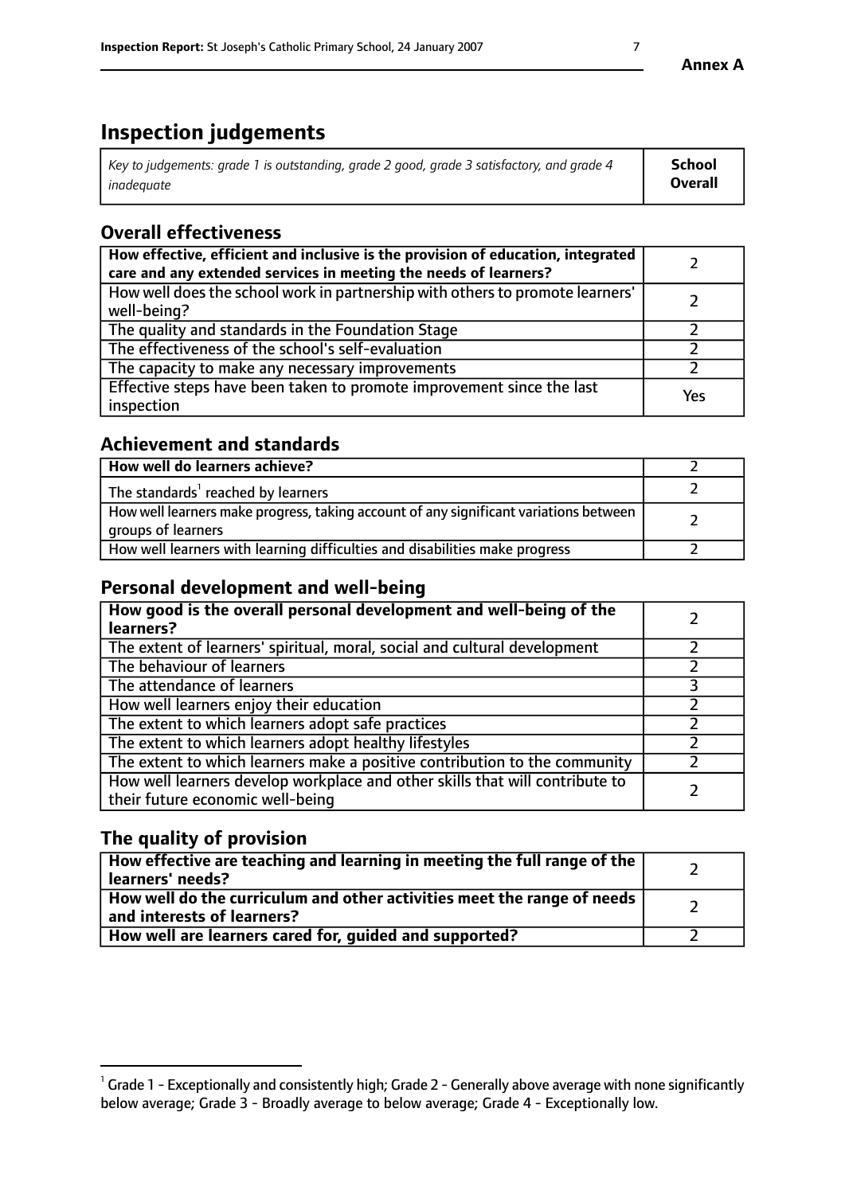# Inspection judgements

| *Key to judgements: grade 1 is outstanding, grade 2 good, grade 3 satisfactory, and grade 4 inadequate* | **School Overall** |
|---|---|

## Overall effectiveness

| | |
|---|---|
| **How effective, efficient and inclusive is the provision of education, integrated care and any extended services in meeting the needs of learners?** | 2 |
| How well does the school work in partnership with others to promote learners' well-being? | 2 |
| The quality and standards in the Foundation Stage | 2 |
| The effectiveness of the school's self-evaluation | 2 |
| The capacity to make any necessary improvements | 2 |
| Effective steps have been taken to promote improvement since the last inspection | Yes |

## Achievement and standards

| | |
|---|---|
| **How well do learners achieve?** | 2 |
| The standards[1] reached by learners | 2 |
| How well learners make progress, taking account of any significant variations between groups of learners | 2 |
| How well learners with learning difficulties and disabilities make progress | 2 |

## Personal development and well-being

| | |
|---|---|
| **How good is the overall personal development and well-being of the learners?** | 2 |
| The extent of learners' spiritual, moral, social and cultural development | 2 |
| The behaviour of learners | 2 |
| The attendance of learners | 3 |
| How well learners enjoy their education | 2 |
| The extent to which learners adopt safe practices | 2 |
| The extent to which learners adopt healthy lifestyles | 2 |
| The extent to which learners make a positive contribution to the community | 2 |
| How well learners develop workplace and other skills that will contribute to their future economic well-being | 2 |

## The quality of provision

| | |
|---|---|
| **How effective are teaching and learning in meeting the full range of the learners' needs?** | 2 |
| **How well do the curriculum and other activities meet the range of needs and interests of learners?** | 2 |
| **How well are learners cared for, guided and supported?** | 2 |

[1] Grade 1 - Exceptionally and consistently high; Grade 2 - Generally above average with none significantly below average; Grade 3 - Broadly average to below average; Grade 4 - Exceptionally low.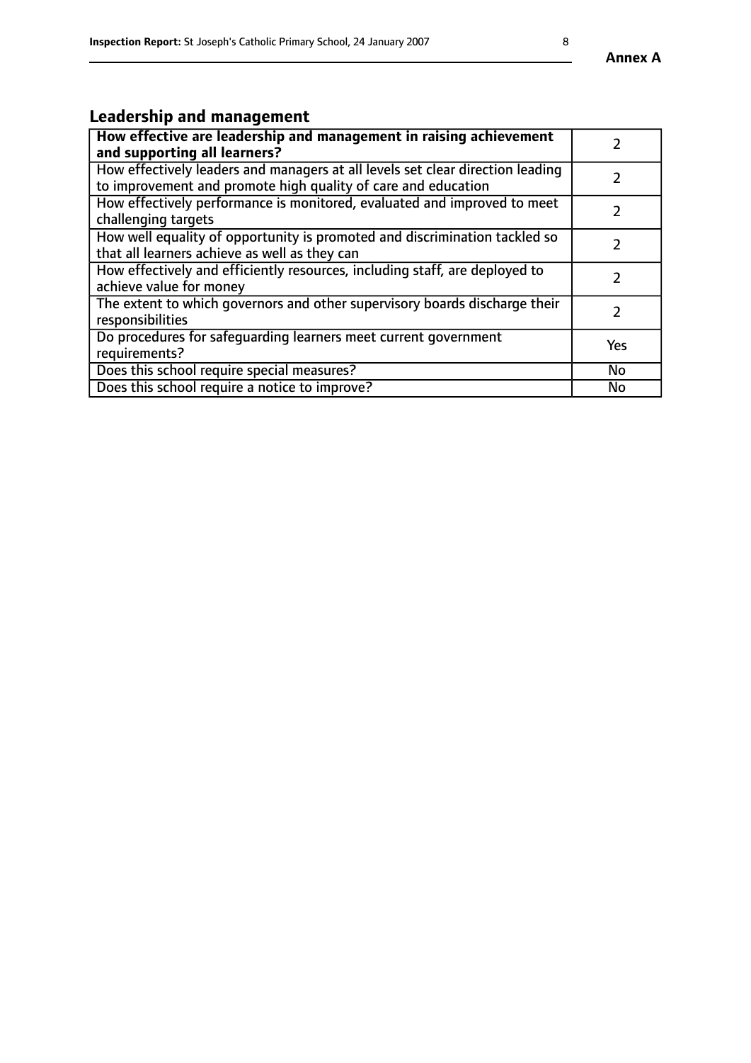## Leadership and management

| How effective are leadership and management in raising achievement and supporting all learners? | 2 |
|---|---|
| How effectively leaders and managers at all levels set clear direction leading to improvement and promote high quality of care and education | 2 |
| How effectively performance is monitored, evaluated and improved to meet challenging targets | 2 |
| How well equality of opportunity is promoted and discrimination tackled so that all learners achieve as well as they can | 2 |
| How effectively and efficiently resources, including staff, are deployed to achieve value for money | 2 |
| The extent to which governors and other supervisory boards discharge their responsibilities | 2 |
| Do procedures for safeguarding learners meet current government requirements? | Yes |
| Does this school require special measures? | No |
| Does this school require a notice to improve? | No |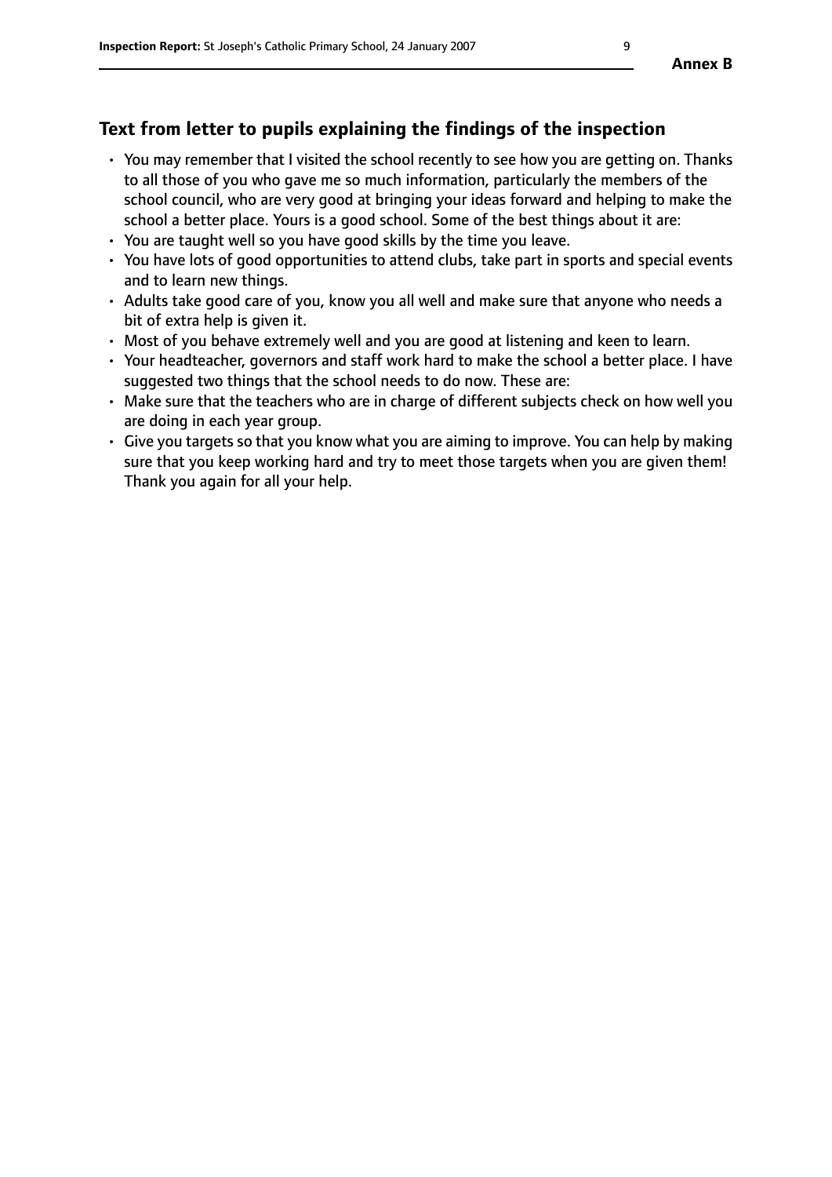## Text from letter to pupils explaining the findings of the inspection

- You may remember that I visited the school recently to see how you are getting on. Thanks to all those of you who gave me so much information, particularly the members of the school council, who are very good at bringing your ideas forward and helping to make the school a better place. Yours is a good school. Some of the best things about it are:
- You are taught well so you have good skills by the time you leave.
- You have lots of good opportunities to attend clubs, take part in sports and special events and to learn new things.
- Adults take good care of you, know you all well and make sure that anyone who needs a bit of extra help is given it.
- Most of you behave extremely well and you are good at listening and keen to learn.
- Your headteacher, governors and staff work hard to make the school a better place. I have suggested two things that the school needs to do now. These are:
- Make sure that the teachers who are in charge of different subjects check on how well you are doing in each year group.
- Give you targets so that you know what you are aiming to improve. You can help by making sure that you keep working hard and try to meet those targets when you are given them! Thank you again for all your help.